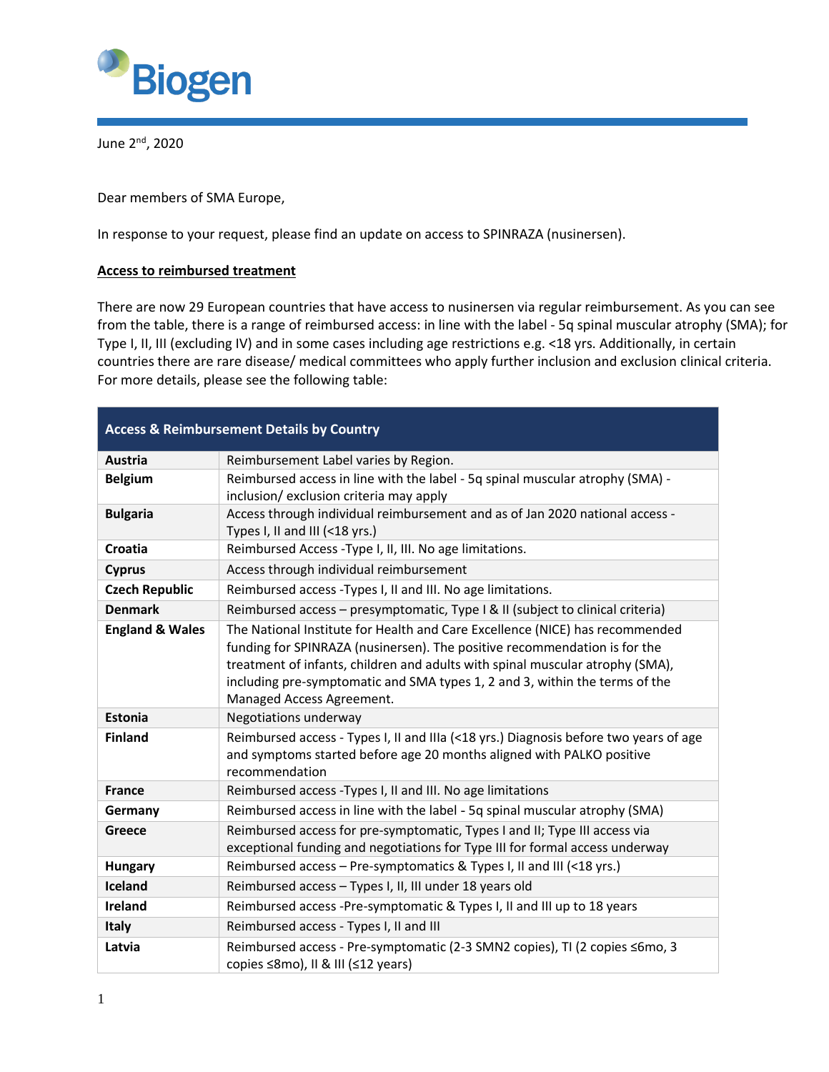Biogen

June 2nd, 2020

Dear members of SMA Europe,

In response to your request, please find an update on access to SPINRAZA (nusinersen).

**Access to reimbursed treatment**

There are now 29 European countries that have access to nusinersen via regular reimbursement. As you can see from the table, there is a range of reimbursed access: in line with the label - 5q spinal muscular atrophy (SMA); for Type I, II, III (excluding IV) and in some cases including age restrictions e.g. <18 yrs. Additionally, in certain countries there are rare disease/ medical committees who apply further inclusion and exclusion clinical criteria. For more details, please see the following table:

| **Access & Reimbursement Details by Country** | |
|---|---|
| **Austria** | Reimbursement Label varies by Region. |
| **Belgium** | Reimbursed access in line with the label - 5q spinal muscular atrophy (SMA) - inclusion/ exclusion criteria may apply |
| **Bulgaria** | Access through individual reimbursement and as of Jan 2020 national access - Types I, II and III (<18 yrs.) |
| **Croatia** | Reimbursed Access -Type I, II, III. No age limitations. |
| **Cyprus** | Access through individual reimbursement |
| **Czech Republic** | Reimbursed access -Types I, II and III. No age limitations. |
| **Denmark** | Reimbursed access – presymptomatic, Type I & II (subject to clinical criteria) |
| **England & Wales** | The National Institute for Health and Care Excellence (NICE) has recommended funding for SPINRAZA (nusinersen). The positive recommendation is for the treatment of infants, children and adults with spinal muscular atrophy (SMA), including pre-symptomatic and SMA types 1, 2 and 3, within the terms of the Managed Access Agreement. |
| **Estonia** | Negotiations underway |
| **Finland** | Reimbursed access - Types I, II and IIIa (<18 yrs.) Diagnosis before two years of age and symptoms started before age 20 months aligned with PALKO positive recommendation |
| **France** | Reimbursed access -Types I, II and III. No age limitations |
| **Germany** | Reimbursed access in line with the label - 5q spinal muscular atrophy (SMA) |
| **Greece** | Reimbursed access for pre-symptomatic, Types I and II; Type III access via exceptional funding and negotiations for Type III for formal access underway |
| **Hungary** | Reimbursed access – Pre-symptomatics & Types I, II and III (<18 yrs.) |
| **Iceland** | Reimbursed access – Types I, II, III under 18 years old |
| **Ireland** | Reimbursed access -Pre-symptomatic & Types I, II and III up to 18 years |
| **Italy** | Reimbursed access - Types I, II and III |
| **Latvia** | Reimbursed access - Pre-symptomatic (2-3 SMN2 copies), TI (2 copies ≤6mo, 3 copies ≤8mo), II & III (≤12 years) |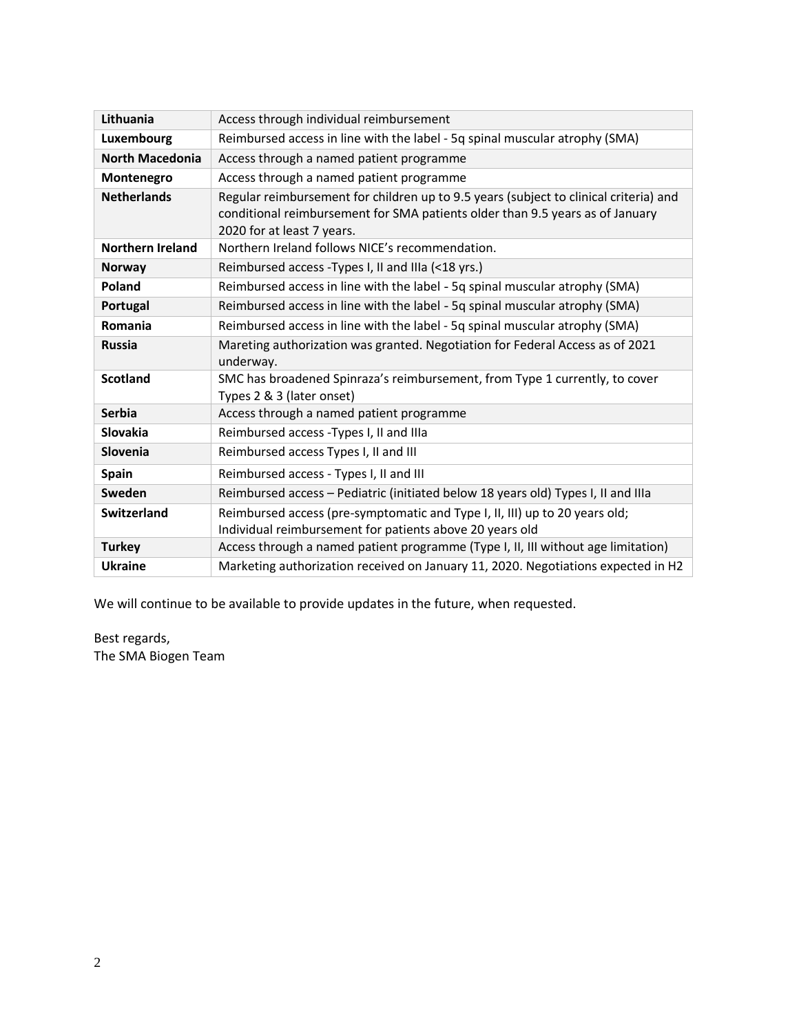| | |
|---|---|
| **Lithuania** | Access through individual reimbursement |
| **Luxembourg** | Reimbursed access in line with the label - 5q spinal muscular atrophy (SMA) |
| **North Macedonia** | Access through a named patient programme |
| **Montenegro** | Access through a named patient programme |
| **Netherlands** | Regular reimbursement for children up to 9.5 years (subject to clinical criteria) and conditional reimbursement for SMA patients older than 9.5 years as of January 2020 for at least 7 years. |
| **Northern Ireland** | Northern Ireland follows NICE's recommendation. |
| **Norway** | Reimbursed access -Types I, II and IIIa (<18 yrs.) |
| **Poland** | Reimbursed access in line with the label - 5q spinal muscular atrophy (SMA) |
| **Portugal** | Reimbursed access in line with the label - 5q spinal muscular atrophy (SMA) |
| **Romania** | Reimbursed access in line with the label - 5q spinal muscular atrophy (SMA) |
| **Russia** | Mareting authorization was granted. Negotiation for Federal Access as of 2021 underway. |
| **Scotland** | SMC has broadened Spinraza's reimbursement, from Type 1 currently, to cover Types 2 & 3 (later onset) |
| **Serbia** | Access through a named patient programme |
| **Slovakia** | Reimbursed access -Types I, II and IIIa |
| **Slovenia** | Reimbursed access Types I, II and III |
| **Spain** | Reimbursed access - Types I, II and III |
| **Sweden** | Reimbursed access – Pediatric (initiated below 18 years old) Types I, II and IIIa |
| **Switzerland** | Reimbursed access (pre-symptomatic and Type I, II, III) up to 20 years old; Individual reimbursement for patients above 20 years old |
| **Turkey** | Access through a named patient programme (Type I, II, III without age limitation) |
| **Ukraine** | Marketing authorization received on January 11, 2020. Negotiations expected in H2 |

We will continue to be available to provide updates in the future, when requested.

Best regards,
The SMA Biogen Team